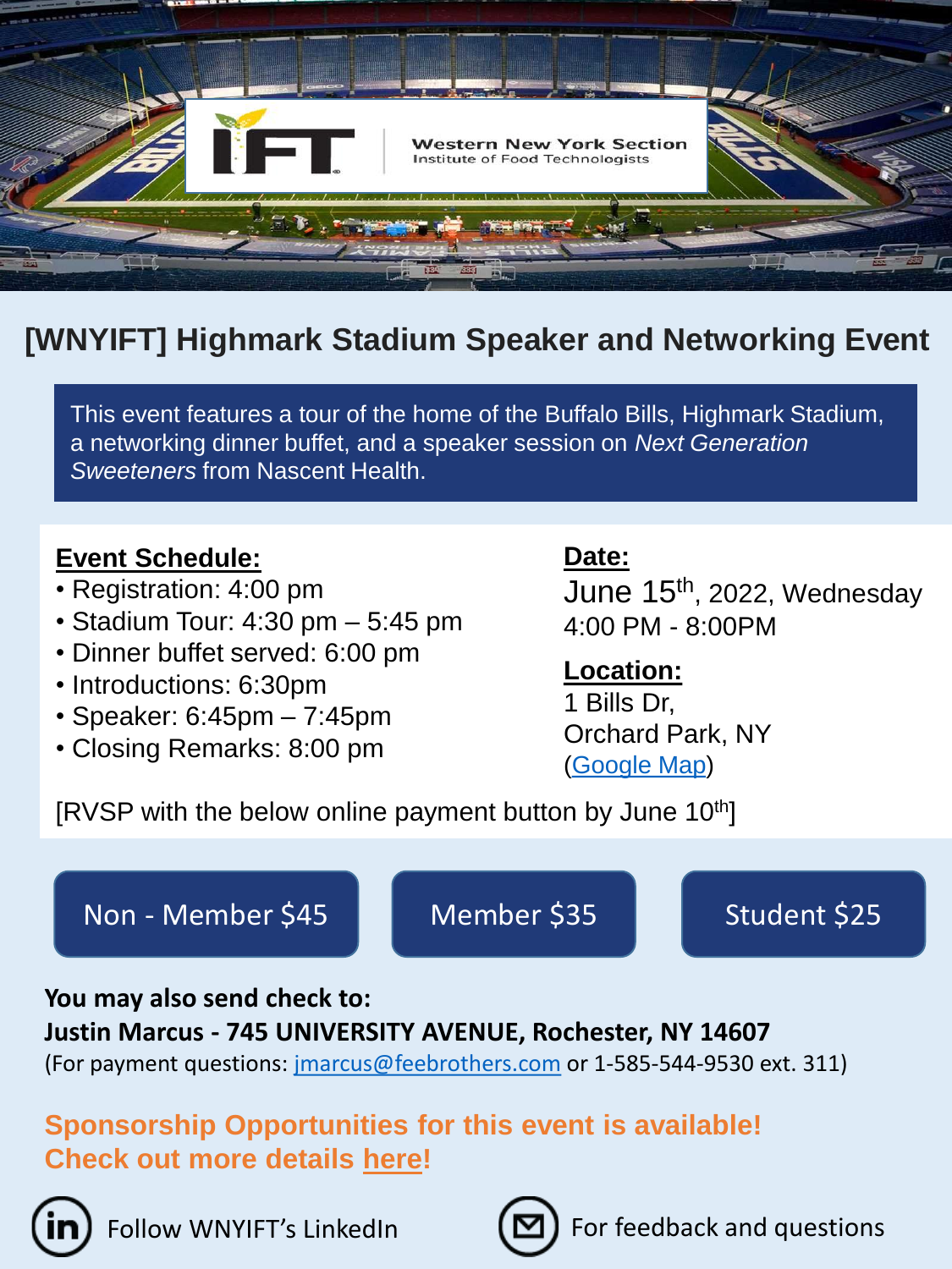Western New York Section
Institute of Food Technologists

# [WNYIFT] Highmark Stadium Speaker and Networking Event

This event features a tour of the home of the Buffalo Bills, Highmark Stadium, a networking dinner buffet, and a speaker session on *Next Generation Sweeteners* from Nascent Health.

**Event Schedule:**

- Registration: 4:00 pm
- Stadium Tour: 4:30 pm – 5:45 pm
- Dinner buffet served: 6:00 pm
- Introductions: 6:30pm
- Speaker: 6:45pm – 7:45pm
- Closing Remarks: 8:00 pm

**Date:**
June 15th, 2022, Wednesday
4:00 PM - 8:00PM

**Location:**
1 Bills Dr,
Orchard Park, NY
(Google Map)

[RVSP with the below online payment button by June 10th]

Non - Member $45 | Member $35 | Student $25

**You may also send check to:**
**Justin Marcus - 745 UNIVERSITY AVENUE, Rochester, NY 14607**
(For payment questions: jmarcus@feebrothers.com or 1-585-544-9530 ext. 311)

**Sponsorship Opportunities for this event is available!**
**Check out more details here!**

Follow WNYIFT's LinkedIn

For feedback and questions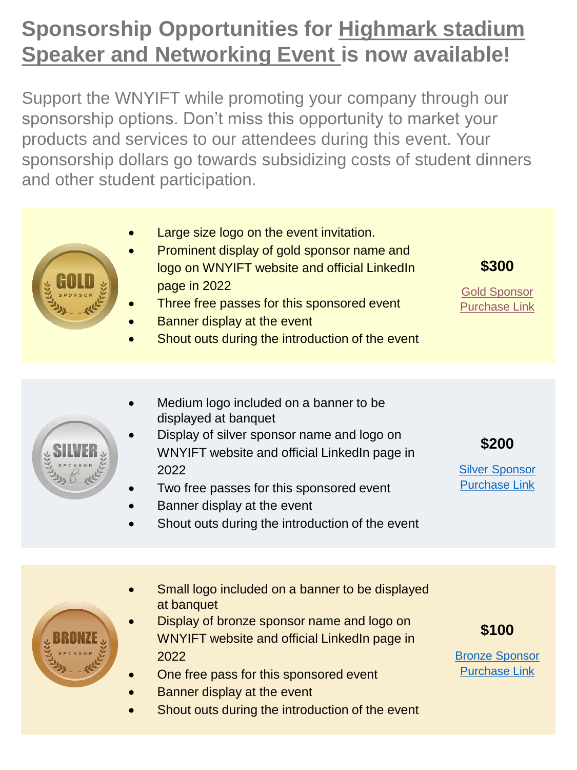# Sponsorship Opportunities for Highmark stadium Speaker and Networking Event is now available!

Support the WNYIFT while promoting your company through our sponsorship options. Don't miss this opportunity to market your products and services to our attendees during this event. Your sponsorship dollars go towards subsidizing costs of student dinners and other student participation.

## GOLD SPONSOR

- Large size logo on the event invitation.
- Prominent display of gold sponsor name and logo on WNYIFT website and official LinkedIn page in 2022
- Three free passes for this sponsored event
- Banner display at the event
- Shout outs during the introduction of the event

**$300**

Gold Sponsor Purchase Link

## SILVER SPONSOR

- Medium logo included on a banner to be displayed at banquet
- Display of silver sponsor name and logo on WNYIFT website and official LinkedIn page in 2022
- Two free passes for this sponsored event
- Banner display at the event
- Shout outs during the introduction of the event

**$200**

Silver Sponsor Purchase Link

## BRONZE SPONSOR

- Small logo included on a banner to be displayed at banquet
- Display of bronze sponsor name and logo on WNYIFT website and official LinkedIn page in 2022
- One free pass for this sponsored event
- Banner display at the event
- Shout outs during the introduction of the event

**$100**

Bronze Sponsor Purchase Link